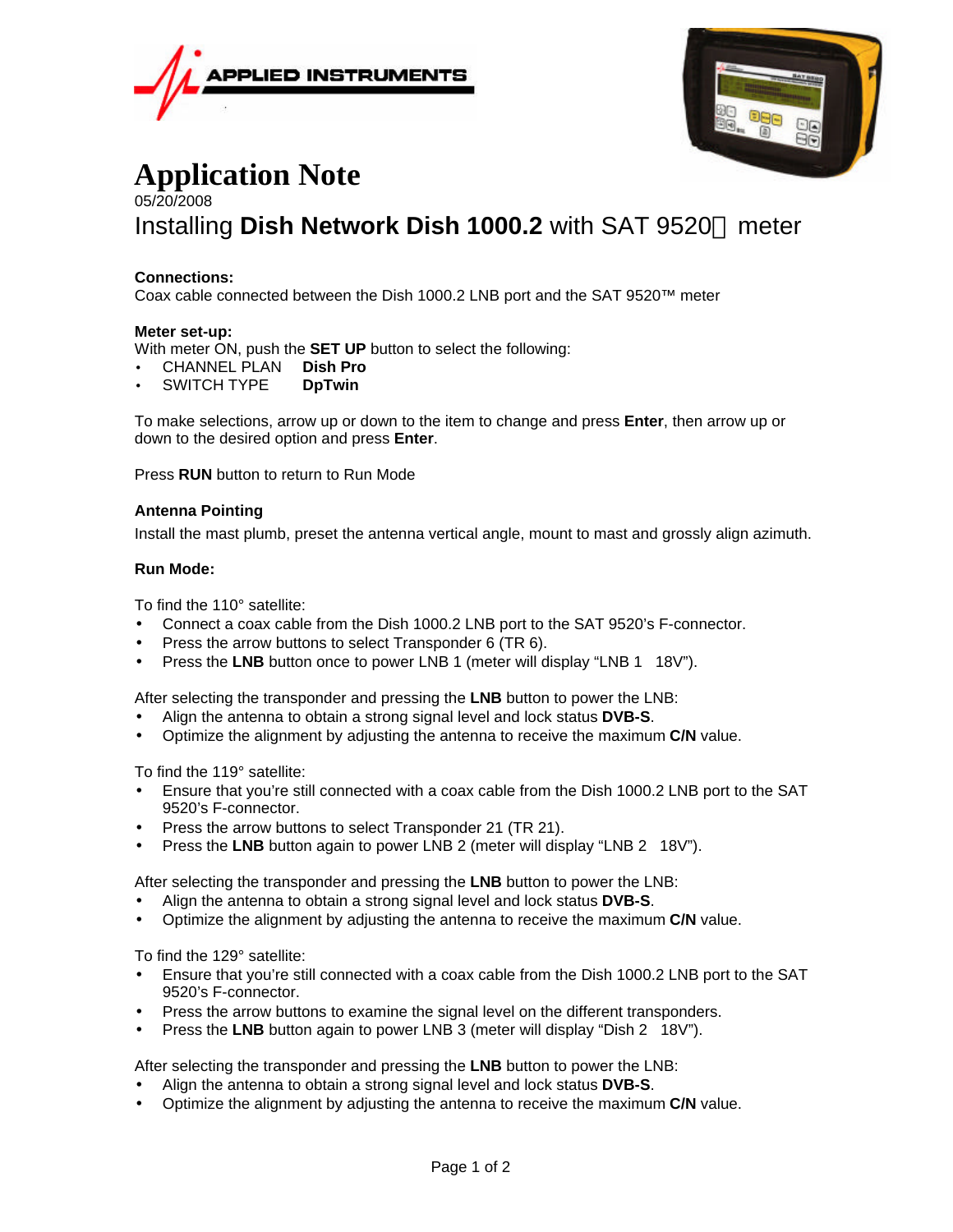APPLIED INSTRUMENTS

# Application Note

05/20/2008

## Installing **Dish Network Dish 1000.2** with SAT 9520 meter

**Connections:**
Coax cable connected between the Dish 1000.2 LNB port and the SAT 9520™ meter

**Meter set-up:**
With meter ON, push the **SET UP** button to select the following:

- CHANNEL PLAN **Dish Pro**
- SWITCH TYPE **DpTwin**

To make selections, arrow up or down to the item to change and press **Enter**, then arrow up or down to the desired option and press **Enter**.

Press **RUN** button to return to Run Mode

**Antenna Pointing**

Install the mast plumb, preset the antenna vertical angle, mount to mast and grossly align azimuth.

**Run Mode:**

To find the 110° satellite:

- Connect a coax cable from the Dish 1000.2 LNB port to the SAT 9520's F-connector.
- Press the arrow buttons to select Transponder 6 (TR 6).
- Press the **LNB** button once to power LNB 1 (meter will display "LNB 1 18V").

After selecting the transponder and pressing the **LNB** button to power the LNB:

- Align the antenna to obtain a strong signal level and lock status **DVB-S**.
- Optimize the alignment by adjusting the antenna to receive the maximum **C/N** value.

To find the 119° satellite:

- Ensure that you're still connected with a coax cable from the Dish 1000.2 LNB port to the SAT 9520's F-connector.
- Press the arrow buttons to select Transponder 21 (TR 21).
- Press the **LNB** button again to power LNB 2 (meter will display "LNB 2 18V").

After selecting the transponder and pressing the **LNB** button to power the LNB:

- Align the antenna to obtain a strong signal level and lock status **DVB-S**.
- Optimize the alignment by adjusting the antenna to receive the maximum **C/N** value.

To find the 129° satellite:

- Ensure that you're still connected with a coax cable from the Dish 1000.2 LNB port to the SAT 9520's F-connector.
- Press the arrow buttons to examine the signal level on the different transponders.
- Press the **LNB** button again to power LNB 3 (meter will display "Dish 2 18V").

After selecting the transponder and pressing the **LNB** button to power the LNB:

- Align the antenna to obtain a strong signal level and lock status **DVB-S**.
- Optimize the alignment by adjusting the antenna to receive the maximum **C/N** value.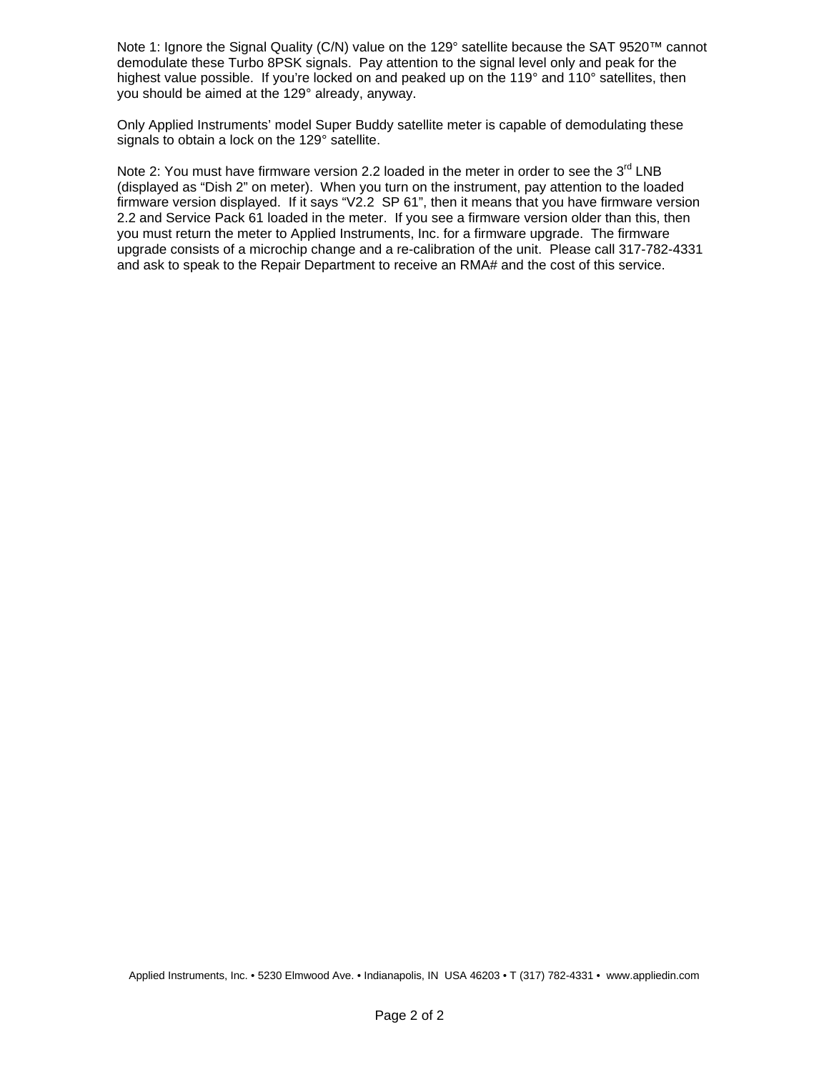Note 1: Ignore the Signal Quality (C/N) value on the 129° satellite because the SAT 9520™ cannot demodulate these Turbo 8PSK signals. Pay attention to the signal level only and peak for the highest value possible. If you're locked on and peaked up on the 119° and 110° satellites, then you should be aimed at the 129° already, anyway.

Only Applied Instruments' model Super Buddy satellite meter is capable of demodulating these signals to obtain a lock on the 129° satellite.

Note 2: You must have firmware version 2.2 loaded in the meter in order to see the 3rd LNB (displayed as "Dish 2" on meter). When you turn on the instrument, pay attention to the loaded firmware version displayed. If it says "V2.2 SP 61", then it means that you have firmware version 2.2 and Service Pack 61 loaded in the meter. If you see a firmware version older than this, then you must return the meter to Applied Instruments, Inc. for a firmware upgrade. The firmware upgrade consists of a microchip change and a re-calibration of the unit. Please call 317-782-4331 and ask to speak to the Repair Department to receive an RMA# and the cost of this service.

Applied Instruments, Inc. • 5230 Elmwood Ave. • Indianapolis, IN USA 46203 • T (317) 782-4331 • www.appliedin.com